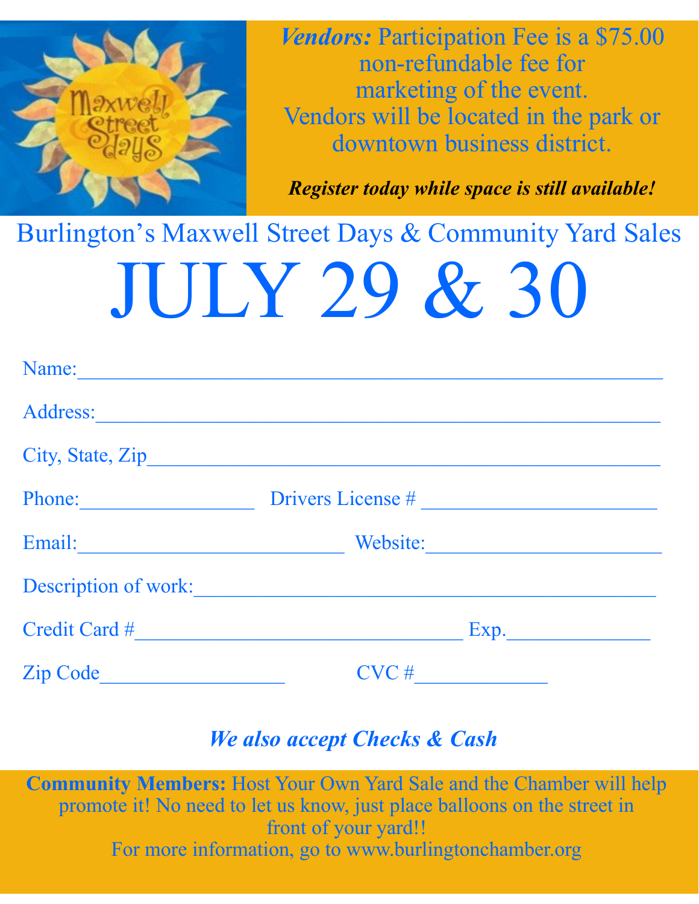***Vendors:*** Participation Fee is a $75.00 non-refundable fee for marketing of the event. Vendors will be located in the park or downtown business district.

***Register today while space is still available!***

## Burlington's Maxwell Street Days & Community Yard Sales

# JULY 29 & 30

Name:________________________________________________________

Address:______________________________________________________

City, State, Zip_________________________________________________

Phone:_________________ Drivers License # _______________________

Email:__________________________ Website:______________________

Description of work:_______________________________________________

Credit Card #_________________________________ Exp.______________

Zip Code__________________ CVC #_____________

***We also accept Checks & Cash***

**Community Members:** Host Your Own Yard Sale and the Chamber will help promote it! No need to let us know, just place balloons on the street in front of your yard!!
For more information, go to www.burlingtonchamber.org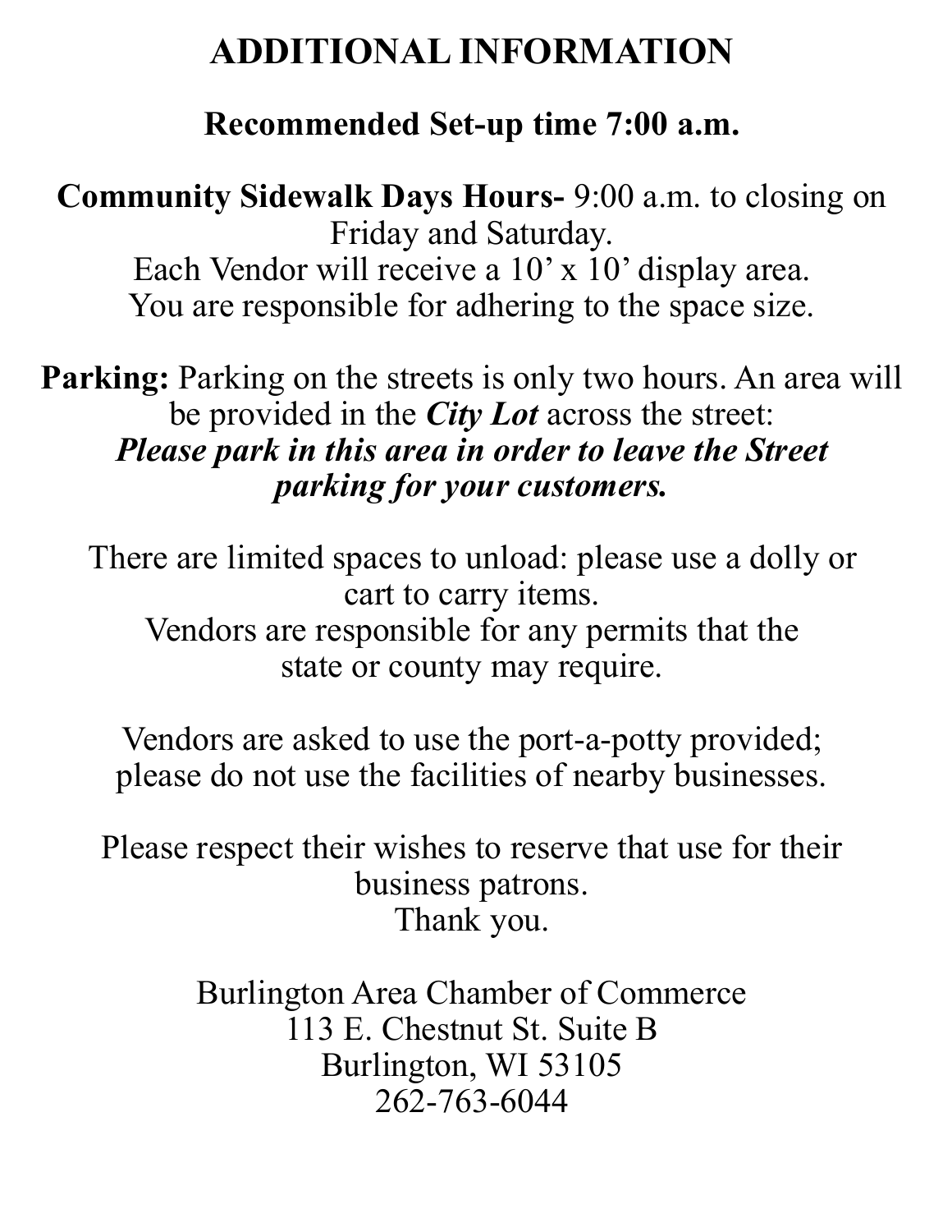# ADDITIONAL INFORMATION

**Recommended Set-up time 7:00 a.m.**

**Community Sidewalk Days Hours-** 9:00 a.m. to closing on Friday and Saturday.
Each Vendor will receive a 10' x 10' display area.
You are responsible for adhering to the space size.

**Parking:** Parking on the streets is only two hours. An area will be provided in the ***City Lot*** across the street:
***Please park in this area in order to leave the Street parking for your customers.***

There are limited spaces to unload: please use a dolly or cart to carry items.
Vendors are responsible for any permits that the state or county may require.

Vendors are asked to use the port-a-potty provided; please do not use the facilities of nearby businesses.

Please respect their wishes to reserve that use for their business patrons.
Thank you.

Burlington Area Chamber of Commerce
113 E. Chestnut St. Suite B
Burlington, WI 53105
262-763-6044